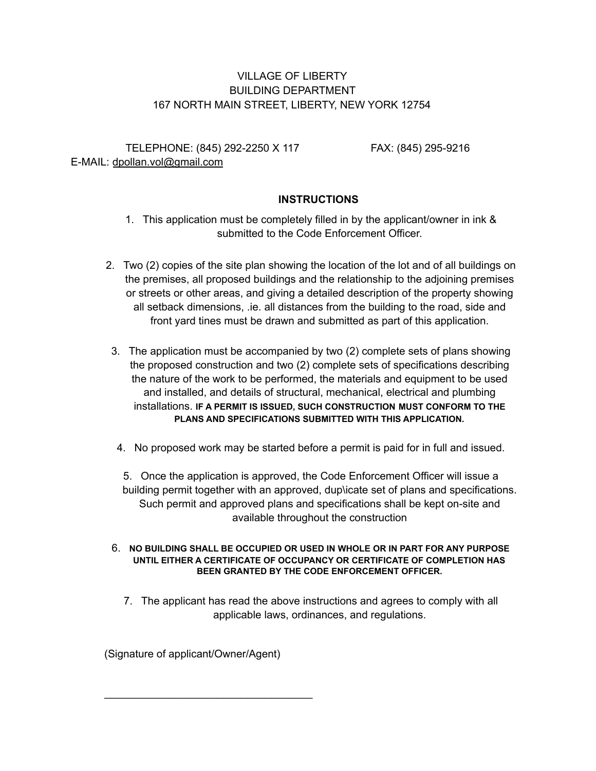VILLAGE OF LIBERTY
BUILDING DEPARTMENT
167 NORTH MAIN STREET, LIBERTY, NEW YORK 12754

TELEPHONE: (845) 292-2250 X 117 FAX: (845) 295-9216
E-MAIL: dpollan.vol@gmail.com

## INSTRUCTIONS

1. This application must be completely filled in by the applicant/owner in ink & submitted to the Code Enforcement Officer.

2. Two (2) copies of the site plan showing the location of the lot and of all buildings on the premises, all proposed buildings and the relationship to the adjoining premises or streets or other areas, and giving a detailed description of the property showing all setback dimensions, .ie. all distances from the building to the road, side and front yard tines must be drawn and submitted as part of this application.

3. The application must be accompanied by two (2) complete sets of plans showing the proposed construction and two (2) complete sets of specifications describing the nature of the work to be performed, the materials and equipment to be used and installed, and details of structural, mechanical, electrical and plumbing installations. **IF A PERMIT IS ISSUED, SUCH CONSTRUCTION MUST CONFORM TO THE PLANS AND SPECIFICATIONS SUBMITTED WITH THIS APPLICATION.**

4. No proposed work may be started before a permit is paid for in full and issued.

5. Once the application is approved, the Code Enforcement Officer will issue a building permit together with an approved, dup\icate set of plans and specifications. Such permit and approved plans and specifications shall be kept on-site and available throughout the construction

6. **NO BUILDING SHALL BE OCCUPIED OR USED IN WHOLE OR IN PART FOR ANY PURPOSE UNTIL EITHER A CERTIFICATE OF OCCUPANCY OR CERTIFICATE OF COMPLETION HAS BEEN GRANTED BY THE CODE ENFORCEMENT OFFICER.**

7. The applicant has read the above instructions and agrees to comply with all applicable laws, ordinances, and regulations.

(Signature of applicant/Owner/Agent)

___________________________________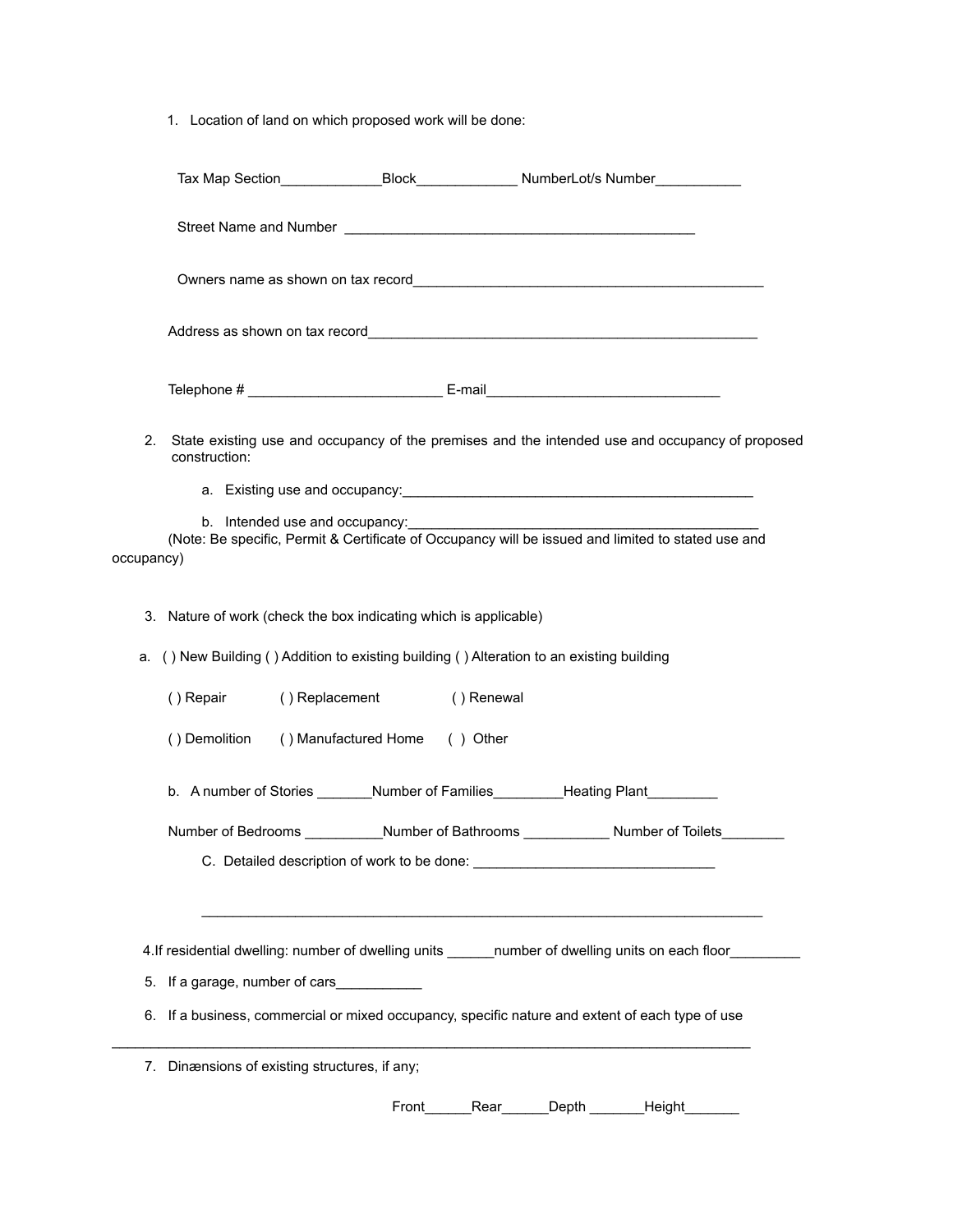1. Location of land on which proposed work will be done:

   Tax Map Section_____________Block_____________ NumberLot/s Number___________

   Street Name and Number _____________________________________________

   Owners name as shown on tax record_____________________________________________

   Address as shown on tax record__________________________________________________

   Telephone # _________________________ E-mail______________________________

2. State existing use and occupancy of the premises and the intended use and occupancy of proposed construction:

   a. Existing use and occupancy:_______________________________________________

   b. Intended use and occupancy:_______________________________________________

   (Note: Be specific, Permit & Certificate of Occupancy will be issued and limited to stated use and occupancy)

3. Nature of work (check the box indicating which is applicable)

   a. ( ) New Building ( ) Addition to existing building ( ) Alteration to an existing building

      ( ) Repair ( ) Replacement ( ) Renewal

      ( ) Demolition ( ) Manufactured Home ( ) Other

   b. A number of Stories _______Number of Families_________Heating Plant_________

      Number of Bedrooms __________Number of Bathrooms ___________ Number of Toilets________

   C. Detailed description of work to be done: _______________________________

   ________________________________________________________________________

4. If residential dwelling: number of dwelling units ______number of dwelling units on each floor_________

5. If a garage, number of cars___________

6. If a business, commercial or mixed occupancy, specific nature and extent of each type of use

_________________________________________________________________________________

7. Dinænsions of existing structures, if any;

   Front______Rear______Depth _______Height_______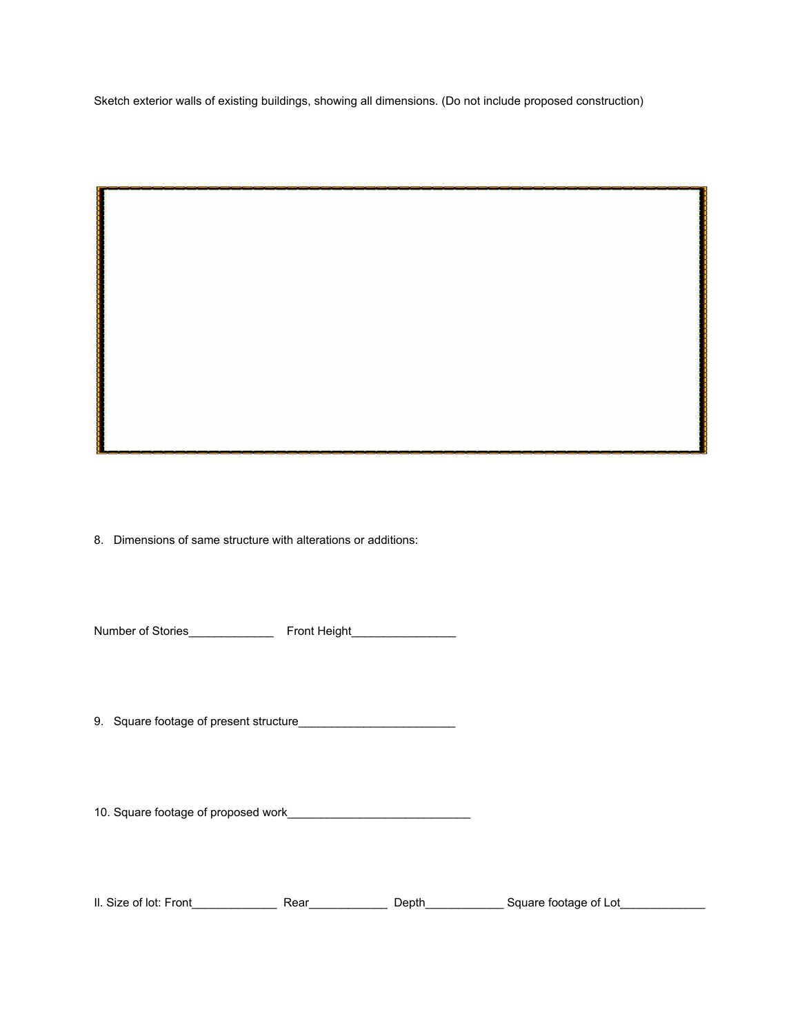Sketch exterior walls of existing buildings, showing all dimensions. (Do not include proposed construction)

8. Dimensions of same structure with alterations or additions:

Number of Stories_____________ Front Height________________

9. Square footage of present structure________________________

10. Square footage of proposed work____________________________

II. Size of lot: Front_____________ Rear____________ Depth____________ Square footage of Lot_____________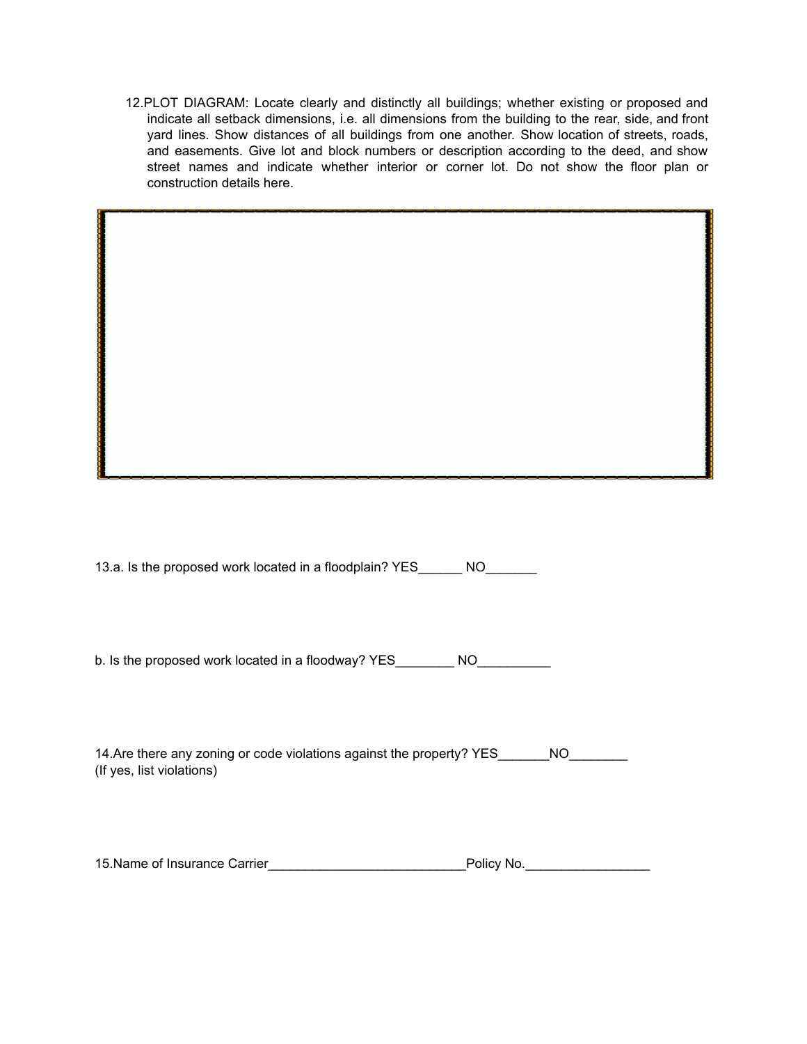12.PLOT DIAGRAM: Locate clearly and distinctly all buildings; whether existing or proposed and indicate all setback dimensions, i.e. all dimensions from the building to the rear, side, and front yard lines. Show distances of all buildings from one another. Show location of streets, roads, and easements. Give lot and block numbers or description according to the deed, and show street names and indicate whether interior or corner lot. Do not show the floor plan or construction details here.

13.a. Is the proposed work located in a floodplain? YES______ NO_______

b. Is the proposed work located in a floodway? YES________ NO__________

14.Are there any zoning or code violations against the property? YES_______NO________
(If yes, list violations)

15.Name of Insurance Carrier___________________________Policy No._________________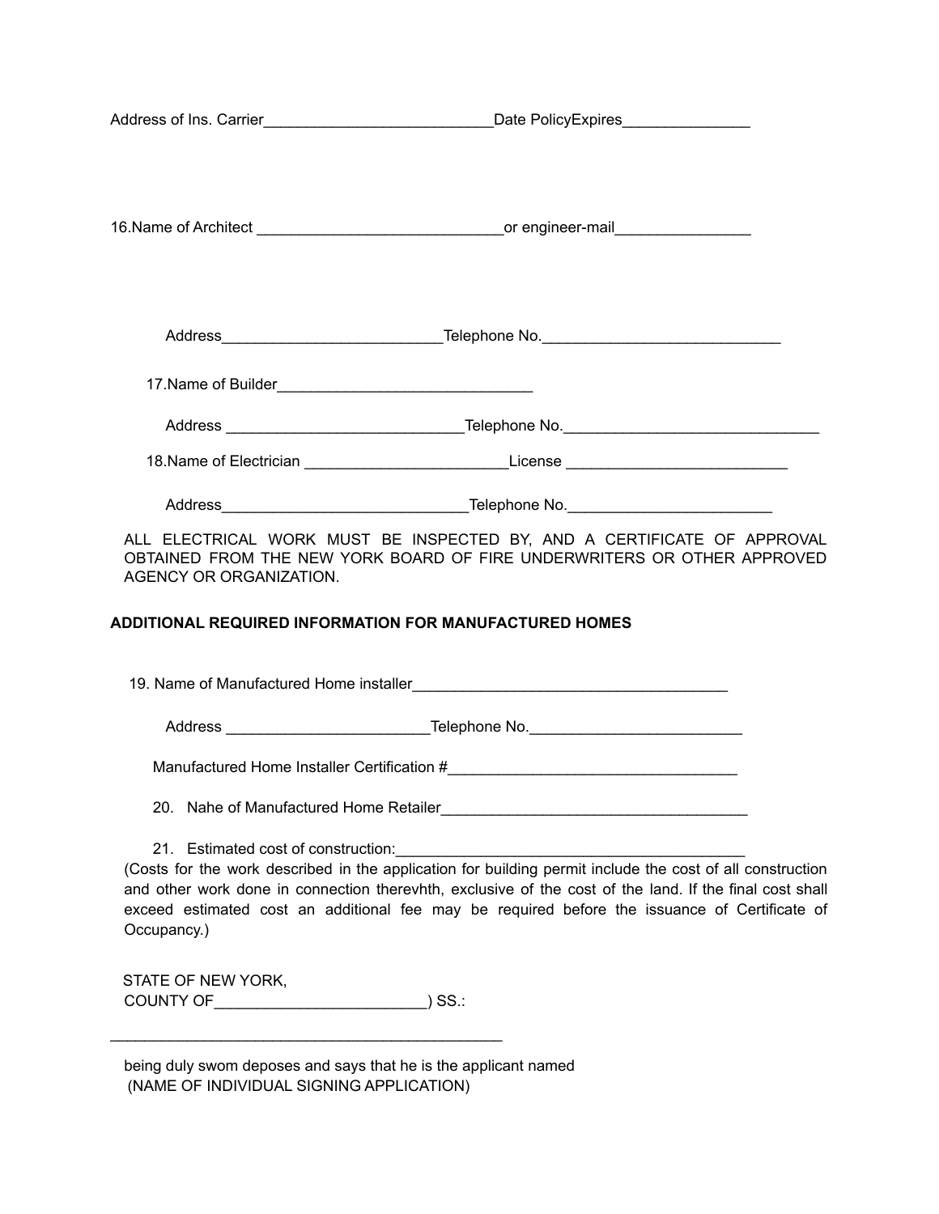Address of Ins. Carrier___________________________Date PolicyExpires_______________

16.Name of Architect _____________________________or engineer-mail________________

Address__________________________Telephone No.____________________________

17.Name of Builder______________________________

Address ____________________________Telephone No.______________________________

18.Name of Electrician _______________________License __________________________

Address_____________________________Telephone No.________________________

ALL ELECTRICAL WORK MUST BE INSPECTED BY, AND A CERTIFICATE OF APPROVAL OBTAINED FROM THE NEW YORK BOARD OF FIRE UNDERWRITERS OR OTHER APPROVED AGENCY OR ORGANIZATION.

**ADDITIONAL REQUIRED INFORMATION FOR MANUFACTURED HOMES**

19. Name of Manufactured Home installer_____________________________________

Address ________________________Telephone No._________________________

Manufactured Home Installer Certification #__________________________________

20. Nahe of Manufactured Home Retailer____________________________________

21. Estimated cost of construction:_________________________________________

(Costs for the work described in the application for building permit include the cost of all construction and other work done in connection therevhth, exclusive of the cost of the land. If the final cost shall exceed estimated cost an additional fee may be required before the issuance of Certificate of Occupancy.)

STATE OF NEW YORK,
COUNTY OF_________________________) SS.:

_______________________________________________

being duly swom deposes and says that he is the applicant named
(NAME OF INDIVIDUAL SIGNING APPLICATION)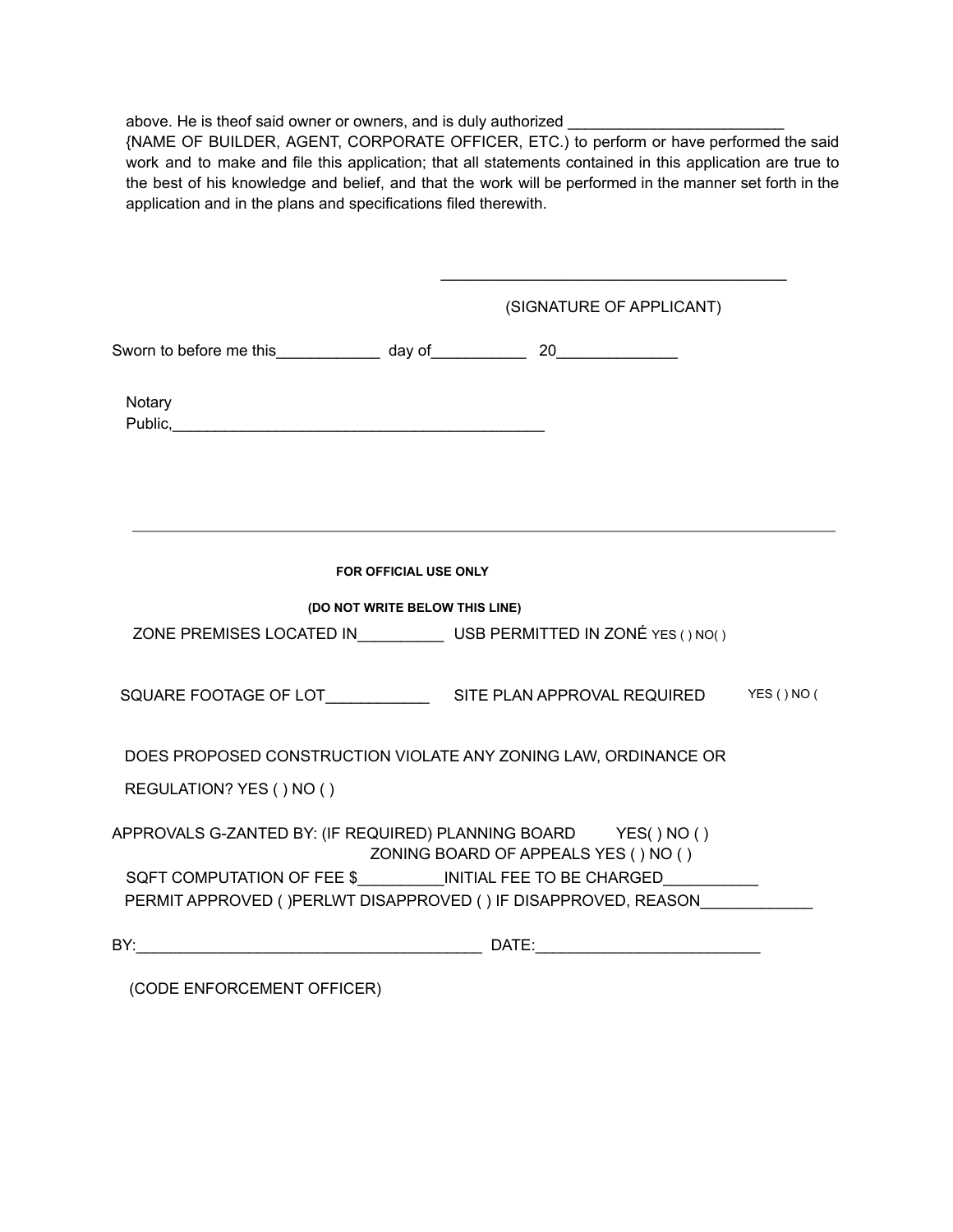above. He is theof said owner or owners, and is duly authorized _________________________ {NAME OF BUILDER, AGENT, CORPORATE OFFICER, ETC.) to perform or have performed the said work and to make and file this application; that all statements contained in this application are true to the best of his knowledge and belief, and that the work will be performed in the manner set forth in the application and in the plans and specifications filed therewith.

_________________________________________

(SIGNATURE OF APPLICANT)

Sworn to before me this____________ day of___________ 20______________

Notary Public,____________________________________________

---

**FOR OFFICIAL USE ONLY**

**(DO NOT WRITE BELOW THIS LINE)**

ZONE PREMISES LOCATED IN__________ USB PERMITTED IN ZONÉ YES ( ) NO( )

SQUARE FOOTAGE OF LOT____________ SITE PLAN APPROVAL REQUIRED YES ( ) NO (

DOES PROPOSED CONSTRUCTION VIOLATE ANY ZONING LAW, ORDINANCE OR REGULATION? YES ( ) NO ( )

APPROVALS G-ZANTED BY: (IF REQUIRED) PLANNING BOARD YES( ) NO ( )
ZONING BOARD OF APPEALS YES ( ) NO ( )

SQFT COMPUTATION OF FEE $__________INITIAL FEE TO BE CHARGED___________

PERMIT APPROVED ( )PERLWT DISAPPROVED ( ) IF DISAPPROVED, REASON_____________

BY:________________________________________ DATE:__________________________

(CODE ENFORCEMENT OFFICER)